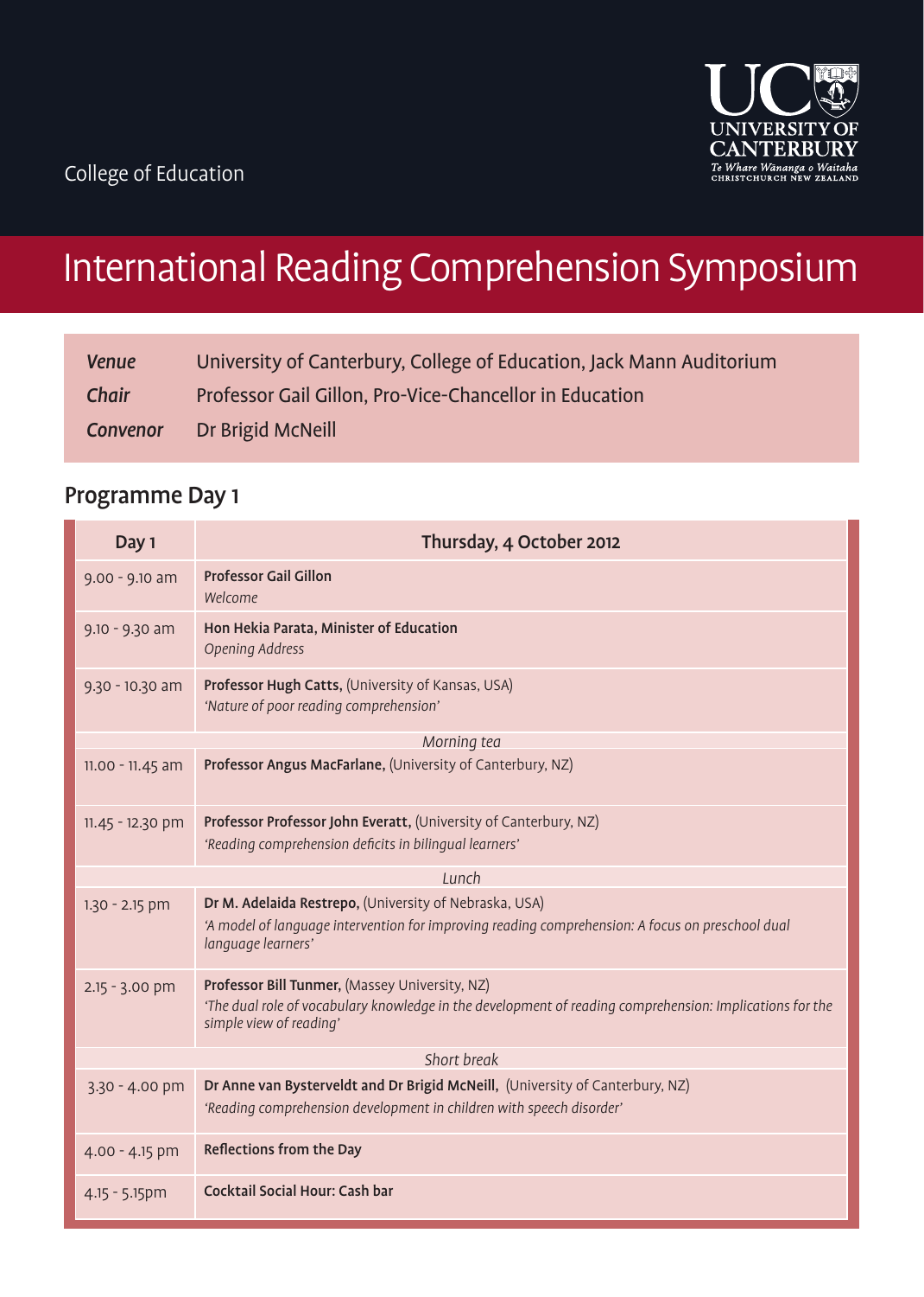College of Education

UNIVERSITY OF CANTERBURY
Te Whare Wānanga o Waitaha
CHRISTCHURCH NEW ZEALAND

# International Reading Comprehension Symposium

| | |
|---|---|
| *Venue* | University of Canterbury, College of Education, Jack Mann Auditorium |
| *Chair* | Professor Gail Gillon, Pro-Vice-Chancellor in Education |
| *Convenor* | Dr Brigid McNeill |

## Programme Day 1

| Day 1 | Thursday, 4 October 2012 |
|---|---|
| 9.00 - 9.10 am | **Professor Gail Gillon**<br>*Welcome* |
| 9.10 - 9.30 am | **Hon Hekia Parata, Minister of Education**<br>*Opening Address* |
| 9.30 - 10.30 am | **Professor Hugh Catts,** (University of Kansas, USA)<br>*'Nature of poor reading comprehension'* |
| | *Morning tea* |
| 11.00 - 11.45 am | **Professor Angus MacFarlane,** (University of Canterbury, NZ) |
| 11.45 - 12.30 pm | **Professor Professor John Everatt,** (University of Canterbury, NZ)<br>*'Reading comprehension deficits in bilingual learners'* |
| | *Lunch* |
| 1.30 - 2.15 pm | **Dr M. Adelaida Restrepo,** (University of Nebraska, USA)<br>*'A model of language intervention for improving reading comprehension: A focus on preschool dual language learners'* |
| 2.15 - 3.00 pm | **Professor Bill Tunmer,** (Massey University, NZ)<br>*'The dual role of vocabulary knowledge in the development of reading comprehension: Implications for the simple view of reading'* |
| | *Short break* |
| 3.30 - 4.00 pm | **Dr Anne van Bysterveldt and Dr Brigid McNeill,** (University of Canterbury, NZ)<br>*'Reading comprehension development in children with speech disorder'* |
| 4.00 - 4.15 pm | **Reflections from the Day** |
| 4.15 - 5.15pm | **Cocktail Social Hour: Cash bar** |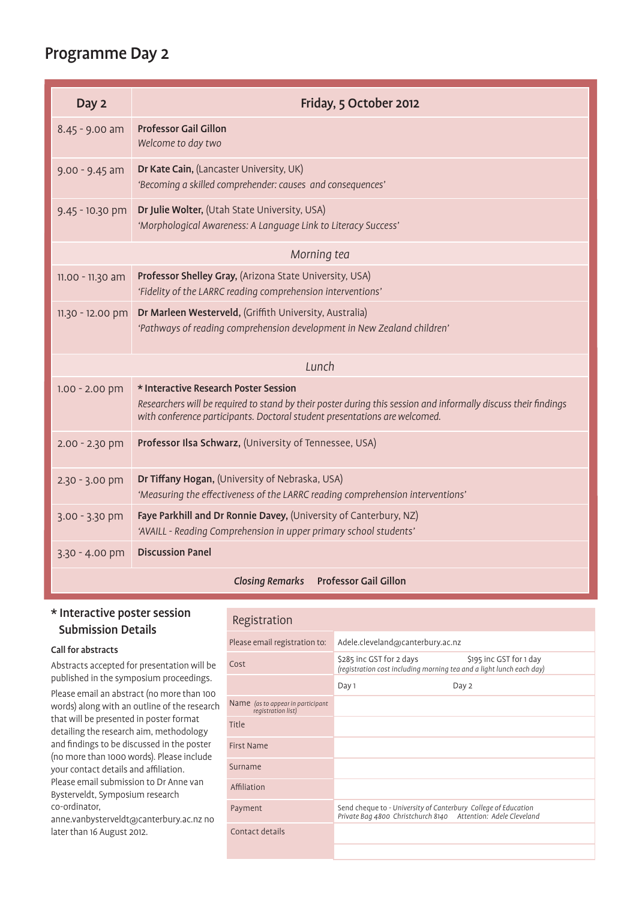# Programme Day 2

| Day 2 | Friday, 5 October 2012 |
|---|---|
| 8.45 - 9.00 am | **Professor Gail Gillon** *Welcome to day two* |
| 9.00 - 9.45 am | **Dr Kate Cain,** (Lancaster University, UK) *'Becoming a skilled comprehender: causes and consequences'* |
| 9.45 - 10.30 pm | **Dr Julie Wolter,** (Utah State University, USA) *'Morphological Awareness: A Language Link to Literacy Success'* |
| | *Morning tea* |
| 11.00 - 11.30 am | **Professor Shelley Gray,** (Arizona State University, USA) *'Fidelity of the LARRC reading comprehension interventions'* |
| 11.30 - 12.00 pm | **Dr Marleen Westerveld,** (Griffith University, Australia) *'Pathways of reading comprehension development in New Zealand children'* |
| | *Lunch* |
| 1.00 - 2.00 pm | **\* Interactive Research Poster Session** *Researchers will be required to stand by their poster during this session and informally discuss their findings with conference participants. Doctoral student presentations are welcomed.* |
| 2.00 - 2.30 pm | **Professor Ilsa Schwarz,** (University of Tennessee, USA) |
| 2.30 - 3.00 pm | **Dr Tiffany Hogan,** (University of Nebraska, USA) *'Measuring the effectiveness of the LARRC reading comprehension interventions'* |
| 3.00 - 3.30 pm | **Faye Parkhill and Dr Ronnie Davey,** (University of Canterbury, NZ) *'AVAILL - Reading Comprehension in upper primary school students'* |
| 3.30 - 4.00 pm | **Discussion Panel** |
| | ***Closing Remarks*** **Professor Gail Gillon** |

## * Interactive poster session Submission Details

**Call for abstracts**

Abstracts accepted for presentation will be published in the symposium proceedings.

Please email an abstract (no more than 100 words) along with an outline of the research that will be presented in poster format detailing the research aim, methodology and findings to be discussed in the poster (no more than 1000 words). Please include your contact details and affiliation. Please email submission to Dr Anne van Bysterveldt, Symposium research co-ordinator, anne.vanbysterveldt@canterbury.ac.nz no later than 16 August 2012.

## Registration

| | |
|---|---|
| Please email registration to: | Adele.cleveland@canterbury.ac.nz |
| Cost | $285 inc GST for 2 days $195 inc GST for 1 day *(registration cost including morning tea and a light lunch each day)* |
| | Day 1 Day 2 |
| Name *(as to appear in participant registration list)* | |
| Title | |
| First Name | |
| Surname | |
| Affiliation | |
| Payment | Send cheque to - *University of Canterbury College of Education Private Bag 4800 Christchurch 8140 Attention: Adele Cleveland* |
| Contact details | |
| | |